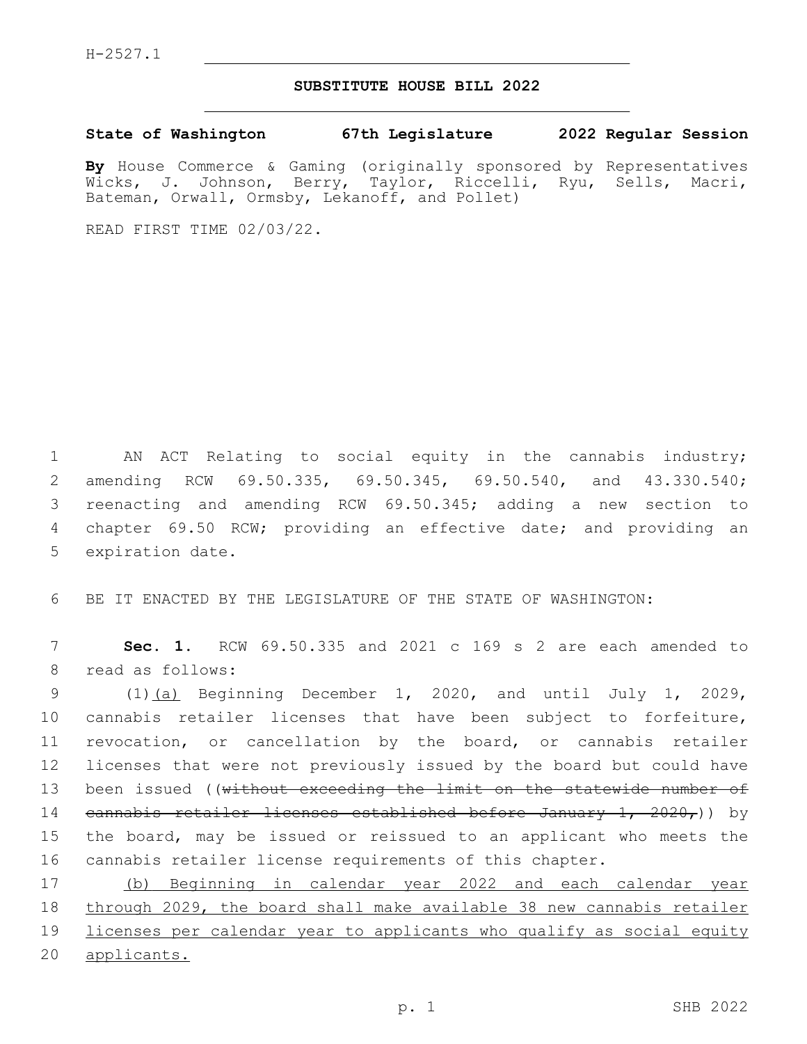H-2527.1

## SUBSTITUTE HOUSE BILL 2022

**State of Washington 67th Legislature 2022 Regular Session**

**By** House Commerce & Gaming (originally sponsored by Representatives Wicks, J. Johnson, Berry, Taylor, Riccelli, Ryu, Sells, Macri, Bateman, Orwall, Ormsby, Lekanoff, and Pollet)

READ FIRST TIME 02/03/22.

AN ACT Relating to social equity in the cannabis industry; amending RCW 69.50.335, 69.50.345, 69.50.540, and 43.330.540; reenacting and amending RCW 69.50.345; adding a new section to chapter 69.50 RCW; providing an effective date; and providing an expiration date.

BE IT ENACTED BY THE LEGISLATURE OF THE STATE OF WASHINGTON:

**Sec. 1.** RCW 69.50.335 and 2021 c 169 s 2 are each amended to read as follows:

(1)<u>(a)</u> Beginning December 1, 2020, and until July 1, 2029, cannabis retailer licenses that have been subject to forfeiture, revocation, or cancellation by the board, or cannabis retailer licenses that were not previously issued by the board but could have been issued ((~~without exceeding the limit on the statewide number of cannabis retailer licenses established before January 1, 2020,~~)) by the board, may be issued or reissued to an applicant who meets the cannabis retailer license requirements of this chapter.

<u>(b) Beginning in calendar year 2022 and each calendar year through 2029, the board shall make available 38 new cannabis retailer licenses per calendar year to applicants who qualify as social equity applicants.</u>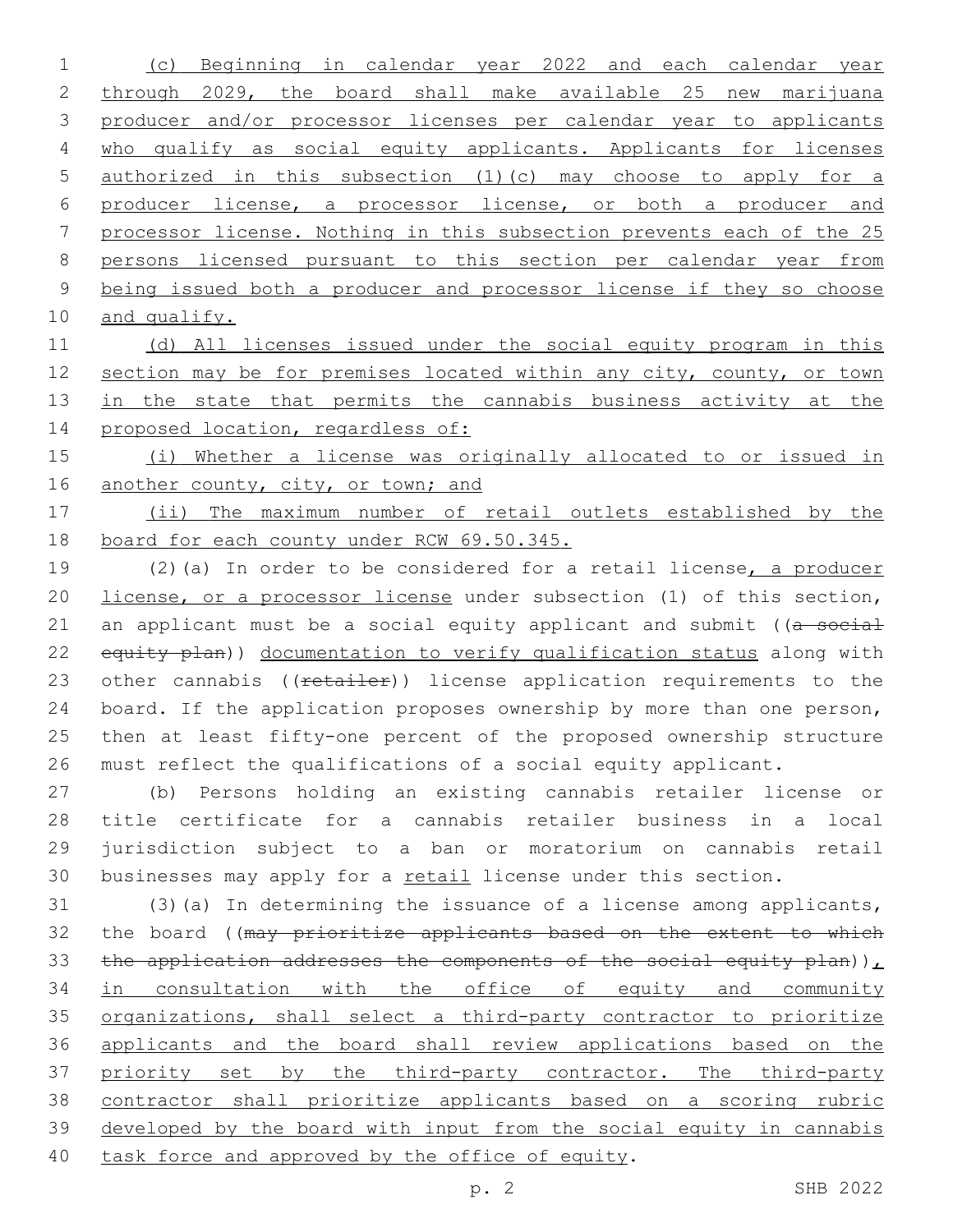(c) Beginning in calendar year 2022 and each calendar year through 2029, the board shall make available 25 new marijuana producer and/or processor licenses per calendar year to applicants who qualify as social equity applicants. Applicants for licenses authorized in this subsection (1)(c) may choose to apply for a producer license, a processor license, or both a producer and processor license. Nothing in this subsection prevents each of the 25 persons licensed pursuant to this section per calendar year from being issued both a producer and processor license if they so choose and qualify.

(d) All licenses issued under the social equity program in this section may be for premises located within any city, county, or town in the state that permits the cannabis business activity at the proposed location, regardless of:

(i) Whether a license was originally allocated to or issued in another county, city, or town; and

(ii) The maximum number of retail outlets established by the board for each county under RCW 69.50.345.

(2)(a) In order to be considered for a retail license, a producer license, or a processor license under subsection (1) of this section, an applicant must be a social equity applicant and submit ((~~a social equity plan~~)) documentation to verify qualification status along with other cannabis ((~~retailer~~)) license application requirements to the board. If the application proposes ownership by more than one person, then at least fifty-one percent of the proposed ownership structure must reflect the qualifications of a social equity applicant.

(b) Persons holding an existing cannabis retailer license or title certificate for a cannabis retailer business in a local jurisdiction subject to a ban or moratorium on cannabis retail businesses may apply for a retail license under this section.

(3)(a) In determining the issuance of a license among applicants, the board ((~~may prioritize applicants based on the extent to which the application addresses the components of the social equity plan~~)), in consultation with the office of equity and community organizations, shall select a third-party contractor to prioritize applicants and the board shall review applications based on the priority set by the third-party contractor. The third-party contractor shall prioritize applicants based on a scoring rubric developed by the board with input from the social equity in cannabis task force and approved by the office of equity.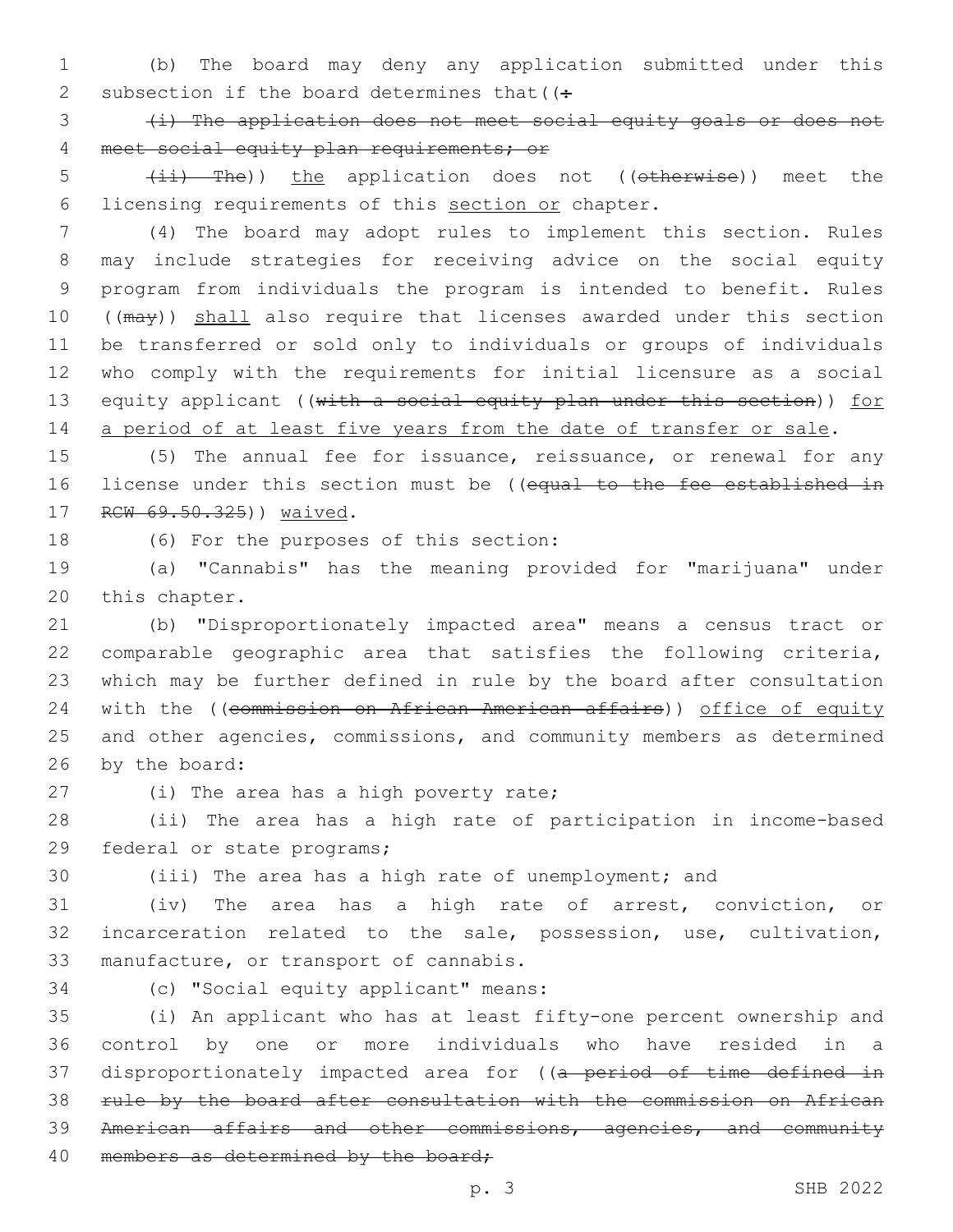(b) The board may deny any application submitted under this subsection if the board determines that((:

~~(i) The application does not meet social equity goals or does not meet social equity plan requirements; or~~

~~(ii) The~~)) <u>the</u> application does not ((~~otherwise~~)) meet the licensing requirements of this <u>section or</u> chapter.

(4) The board may adopt rules to implement this section. Rules may include strategies for receiving advice on the social equity program from individuals the program is intended to benefit. Rules ((~~may~~)) <u>shall</u> also require that licenses awarded under this section be transferred or sold only to individuals or groups of individuals who comply with the requirements for initial licensure as a social equity applicant ((~~with a social equity plan under this section~~)) <u>for a period of at least five years from the date of transfer or sale</u>.

(5) The annual fee for issuance, reissuance, or renewal for any license under this section must be ((~~equal to the fee established in RCW 69.50.325~~)) <u>waived</u>.

(6) For the purposes of this section:

(a) "Cannabis" has the meaning provided for "marijuana" under this chapter.

(b) "Disproportionately impacted area" means a census tract or comparable geographic area that satisfies the following criteria, which may be further defined in rule by the board after consultation with the ((~~commission on African American affairs~~)) <u>office of equity</u> and other agencies, commissions, and community members as determined by the board:

(i) The area has a high poverty rate;

(ii) The area has a high rate of participation in income-based federal or state programs;

(iii) The area has a high rate of unemployment; and

(iv) The area has a high rate of arrest, conviction, or incarceration related to the sale, possession, use, cultivation, manufacture, or transport of cannabis.

(c) "Social equity applicant" means:

(i) An applicant who has at least fifty-one percent ownership and control by one or more individuals who have resided in a disproportionately impacted area for ((~~a period of time defined in rule by the board after consultation with the commission on African American affairs and other commissions, agencies, and community members as determined by the board;~~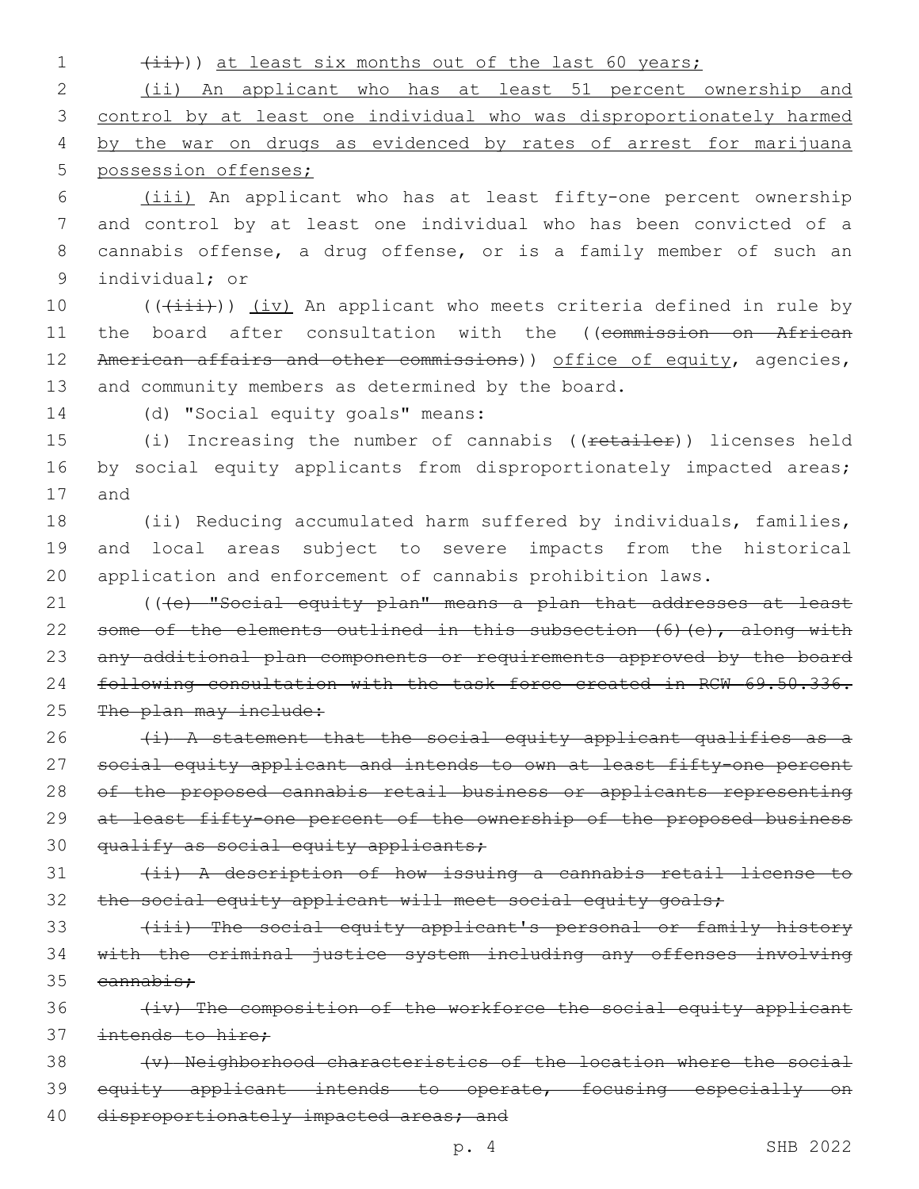~~(ii)~~)) at least six months out of the last 60 years;

(ii) An applicant who has at least 51 percent ownership and control by at least one individual who was disproportionately harmed by the war on drugs as evidenced by rates of arrest for marijuana possession offenses;

(iii) An applicant who has at least fifty-one percent ownership and control by at least one individual who has been convicted of a cannabis offense, a drug offense, or is a family member of such an individual; or

((~~(iii)~~)) (iv) An applicant who meets criteria defined in rule by the board after consultation with the ((~~commission on African American affairs and other commissions~~)) office of equity, agencies, and community members as determined by the board.

(d) "Social equity goals" means:

(i) Increasing the number of cannabis ((~~retailer~~)) licenses held by social equity applicants from disproportionately impacted areas; and

(ii) Reducing accumulated harm suffered by individuals, families, and local areas subject to severe impacts from the historical application and enforcement of cannabis prohibition laws.

((~~(e) "Social equity plan" means a plan that addresses at least some of the elements outlined in this subsection (6)(e), along with any additional plan components or requirements approved by the board following consultation with the task force created in RCW 69.50.336. The plan may include:~~

~~(i) A statement that the social equity applicant qualifies as a social equity applicant and intends to own at least fifty-one percent of the proposed cannabis retail business or applicants representing at least fifty-one percent of the ownership of the proposed business qualify as social equity applicants;~~

~~(ii) A description of how issuing a cannabis retail license to the social equity applicant will meet social equity goals;~~

~~(iii) The social equity applicant's personal or family history with the criminal justice system including any offenses involving cannabis;~~

~~(iv) The composition of the workforce the social equity applicant intends to hire;~~

~~(v) Neighborhood characteristics of the location where the social equity applicant intends to operate, focusing especially on disproportionately impacted areas; and~~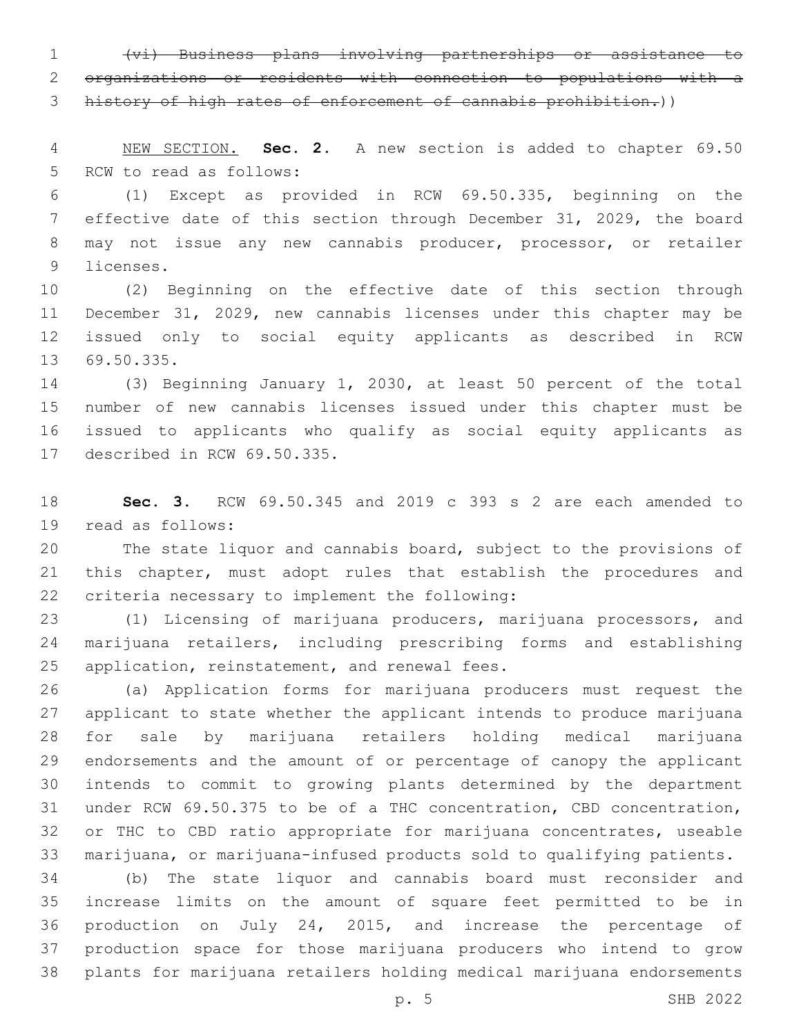~~(vi) Business plans involving partnerships or assistance to organizations or residents with connection to populations with a history of high rates of enforcement of cannabis prohibition.~~))

NEW SECTION. **Sec. 2.** A new section is added to chapter 69.50 RCW to read as follows:

(1) Except as provided in RCW 69.50.335, beginning on the effective date of this section through December 31, 2029, the board may not issue any new cannabis producer, processor, or retailer licenses.

(2) Beginning on the effective date of this section through December 31, 2029, new cannabis licenses under this chapter may be issued only to social equity applicants as described in RCW 69.50.335.

(3) Beginning January 1, 2030, at least 50 percent of the total number of new cannabis licenses issued under this chapter must be issued to applicants who qualify as social equity applicants as described in RCW 69.50.335.

**Sec. 3.** RCW 69.50.345 and 2019 c 393 s 2 are each amended to read as follows:

The state liquor and cannabis board, subject to the provisions of this chapter, must adopt rules that establish the procedures and criteria necessary to implement the following:

(1) Licensing of marijuana producers, marijuana processors, and marijuana retailers, including prescribing forms and establishing application, reinstatement, and renewal fees.

(a) Application forms for marijuana producers must request the applicant to state whether the applicant intends to produce marijuana for sale by marijuana retailers holding medical marijuana endorsements and the amount of or percentage of canopy the applicant intends to commit to growing plants determined by the department under RCW 69.50.375 to be of a THC concentration, CBD concentration, or THC to CBD ratio appropriate for marijuana concentrates, useable marijuana, or marijuana-infused products sold to qualifying patients.

(b) The state liquor and cannabis board must reconsider and increase limits on the amount of square feet permitted to be in production on July 24, 2015, and increase the percentage of production space for those marijuana producers who intend to grow plants for marijuana retailers holding medical marijuana endorsements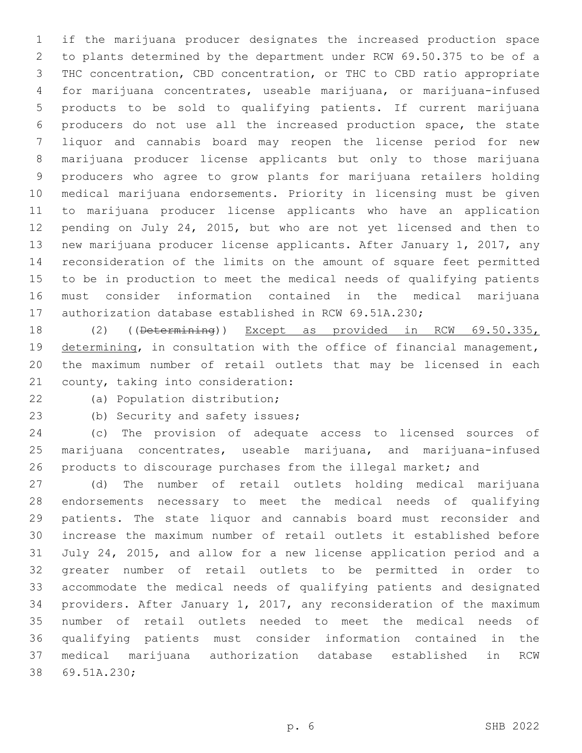if the marijuana producer designates the increased production space to plants determined by the department under RCW 69.50.375 to be of a THC concentration, CBD concentration, or THC to CBD ratio appropriate for marijuana concentrates, useable marijuana, or marijuana-infused products to be sold to qualifying patients. If current marijuana producers do not use all the increased production space, the state liquor and cannabis board may reopen the license period for new marijuana producer license applicants but only to those marijuana producers who agree to grow plants for marijuana retailers holding medical marijuana endorsements. Priority in licensing must be given to marijuana producer license applicants who have an application pending on July 24, 2015, but who are not yet licensed and then to new marijuana producer license applicants. After January 1, 2017, any reconsideration of the limits on the amount of square feet permitted to be in production to meet the medical needs of qualifying patients must consider information contained in the medical marijuana authorization database established in RCW 69.51A.230;

(2) ((~~Determining~~)) <u>Except as provided in RCW 69.50.335, determining</u>, in consultation with the office of financial management, the maximum number of retail outlets that may be licensed in each county, taking into consideration:

(a) Population distribution;

(b) Security and safety issues;

(c) The provision of adequate access to licensed sources of marijuana concentrates, useable marijuana, and marijuana-infused products to discourage purchases from the illegal market; and

(d) The number of retail outlets holding medical marijuana endorsements necessary to meet the medical needs of qualifying patients. The state liquor and cannabis board must reconsider and increase the maximum number of retail outlets it established before July 24, 2015, and allow for a new license application period and a greater number of retail outlets to be permitted in order to accommodate the medical needs of qualifying patients and designated providers. After January 1, 2017, any reconsideration of the maximum number of retail outlets needed to meet the medical needs of qualifying patients must consider information contained in the medical marijuana authorization database established in RCW 69.51A.230;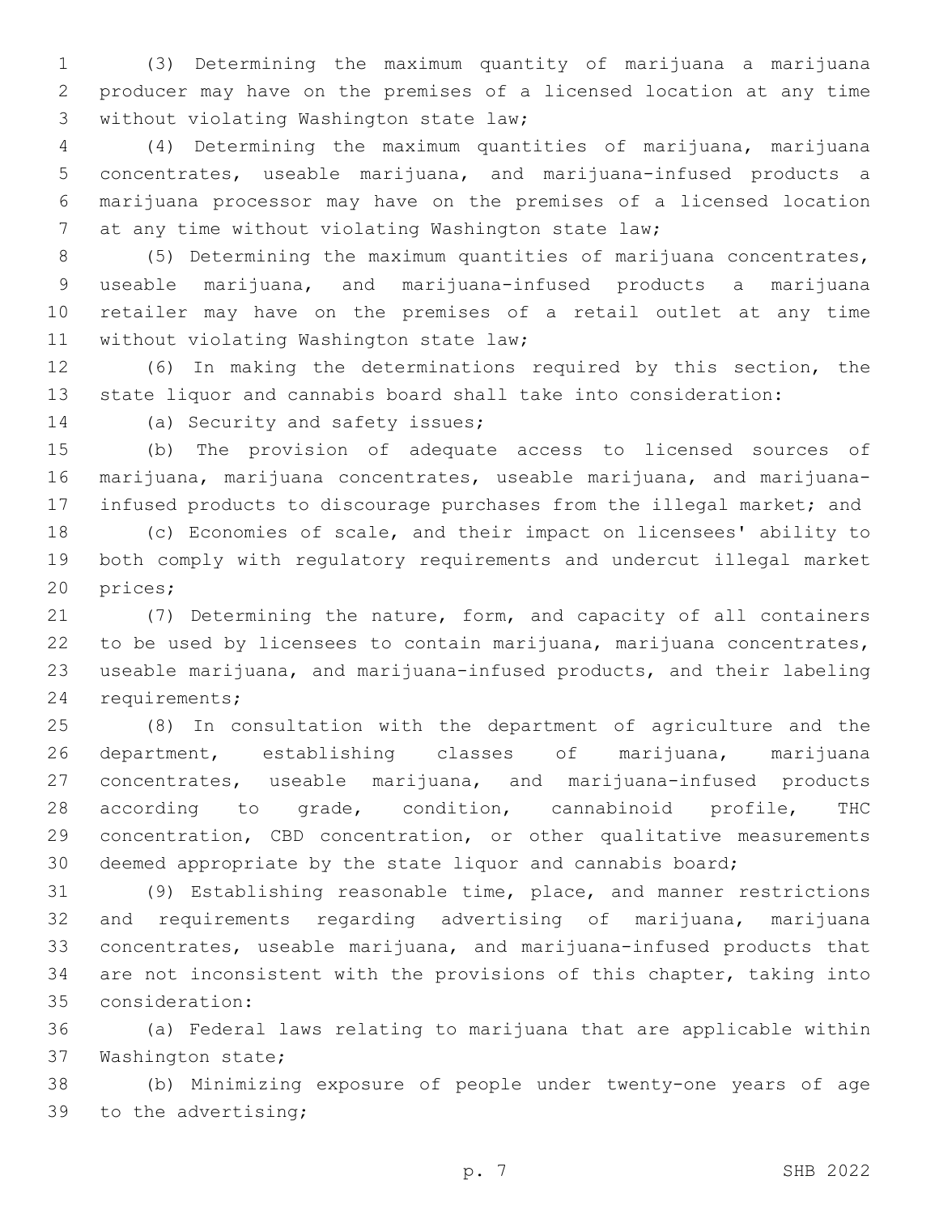(3) Determining the maximum quantity of marijuana a marijuana producer may have on the premises of a licensed location at any time without violating Washington state law;

(4) Determining the maximum quantities of marijuana, marijuana concentrates, useable marijuana, and marijuana-infused products a marijuana processor may have on the premises of a licensed location at any time without violating Washington state law;

(5) Determining the maximum quantities of marijuana concentrates, useable marijuana, and marijuana-infused products a marijuana retailer may have on the premises of a retail outlet at any time without violating Washington state law;

(6) In making the determinations required by this section, the state liquor and cannabis board shall take into consideration:

(a) Security and safety issues;

(b) The provision of adequate access to licensed sources of marijuana, marijuana concentrates, useable marijuana, and marijuana-infused products to discourage purchases from the illegal market; and

(c) Economies of scale, and their impact on licensees' ability to both comply with regulatory requirements and undercut illegal market prices;

(7) Determining the nature, form, and capacity of all containers to be used by licensees to contain marijuana, marijuana concentrates, useable marijuana, and marijuana-infused products, and their labeling requirements;

(8) In consultation with the department of agriculture and the department, establishing classes of marijuana, marijuana concentrates, useable marijuana, and marijuana-infused products according to grade, condition, cannabinoid profile, THC concentration, CBD concentration, or other qualitative measurements deemed appropriate by the state liquor and cannabis board;

(9) Establishing reasonable time, place, and manner restrictions and requirements regarding advertising of marijuana, marijuana concentrates, useable marijuana, and marijuana-infused products that are not inconsistent with the provisions of this chapter, taking into consideration:

(a) Federal laws relating to marijuana that are applicable within Washington state;

(b) Minimizing exposure of people under twenty-one years of age to the advertising;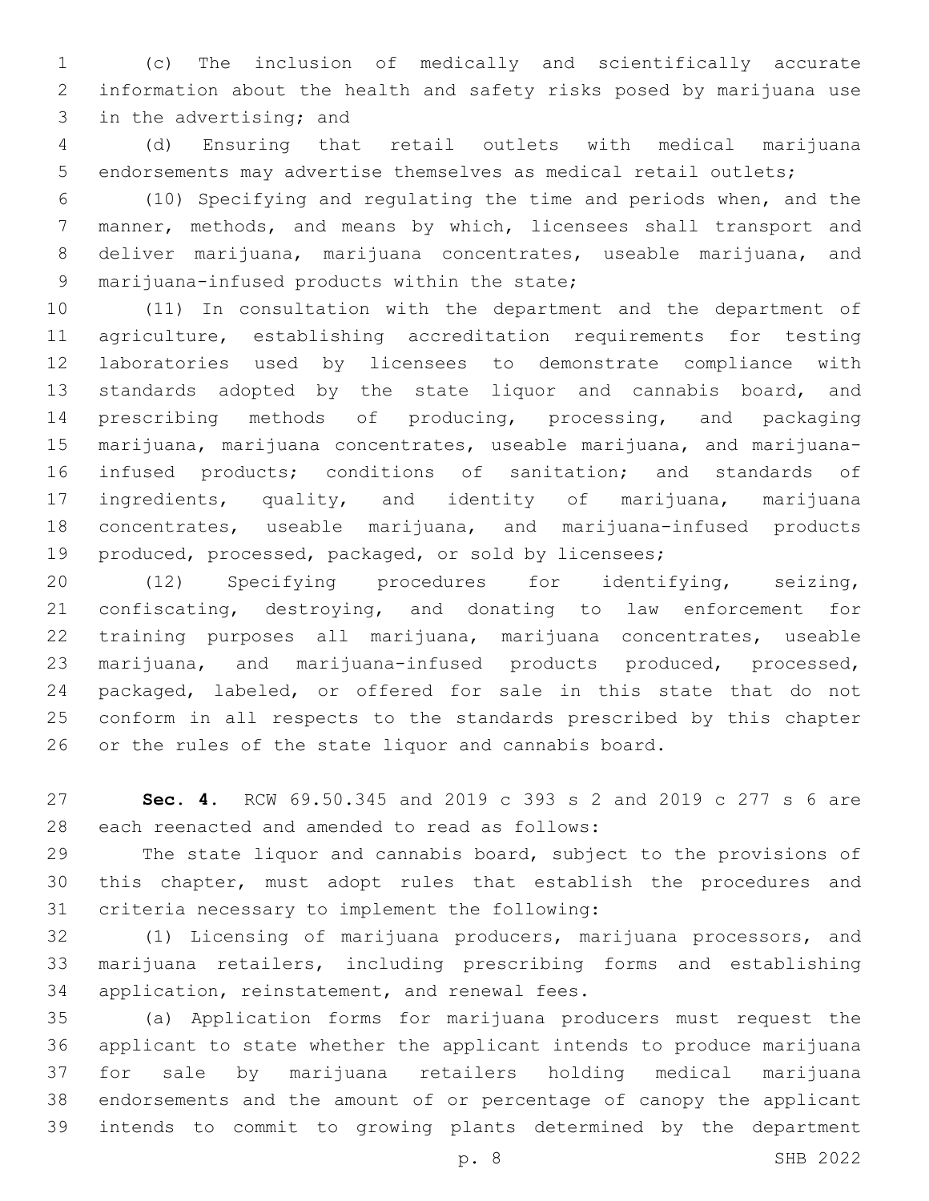(c) The inclusion of medically and scientifically accurate information about the health and safety risks posed by marijuana use in the advertising; and

(d) Ensuring that retail outlets with medical marijuana endorsements may advertise themselves as medical retail outlets;

(10) Specifying and regulating the time and periods when, and the manner, methods, and means by which, licensees shall transport and deliver marijuana, marijuana concentrates, useable marijuana, and marijuana-infused products within the state;

(11) In consultation with the department and the department of agriculture, establishing accreditation requirements for testing laboratories used by licensees to demonstrate compliance with standards adopted by the state liquor and cannabis board, and prescribing methods of producing, processing, and packaging marijuana, marijuana concentrates, useable marijuana, and marijuana-infused products; conditions of sanitation; and standards of ingredients, quality, and identity of marijuana, marijuana concentrates, useable marijuana, and marijuana-infused products produced, processed, packaged, or sold by licensees;

(12) Specifying procedures for identifying, seizing, confiscating, destroying, and donating to law enforcement for training purposes all marijuana, marijuana concentrates, useable marijuana, and marijuana-infused products produced, processed, packaged, labeled, or offered for sale in this state that do not conform in all respects to the standards prescribed by this chapter or the rules of the state liquor and cannabis board.

**Sec. 4.** RCW 69.50.345 and 2019 c 393 s 2 and 2019 c 277 s 6 are each reenacted and amended to read as follows:

The state liquor and cannabis board, subject to the provisions of this chapter, must adopt rules that establish the procedures and criteria necessary to implement the following:

(1) Licensing of marijuana producers, marijuana processors, and marijuana retailers, including prescribing forms and establishing application, reinstatement, and renewal fees.

(a) Application forms for marijuana producers must request the applicant to state whether the applicant intends to produce marijuana for sale by marijuana retailers holding medical marijuana endorsements and the amount of or percentage of canopy the applicant intends to commit to growing plants determined by the department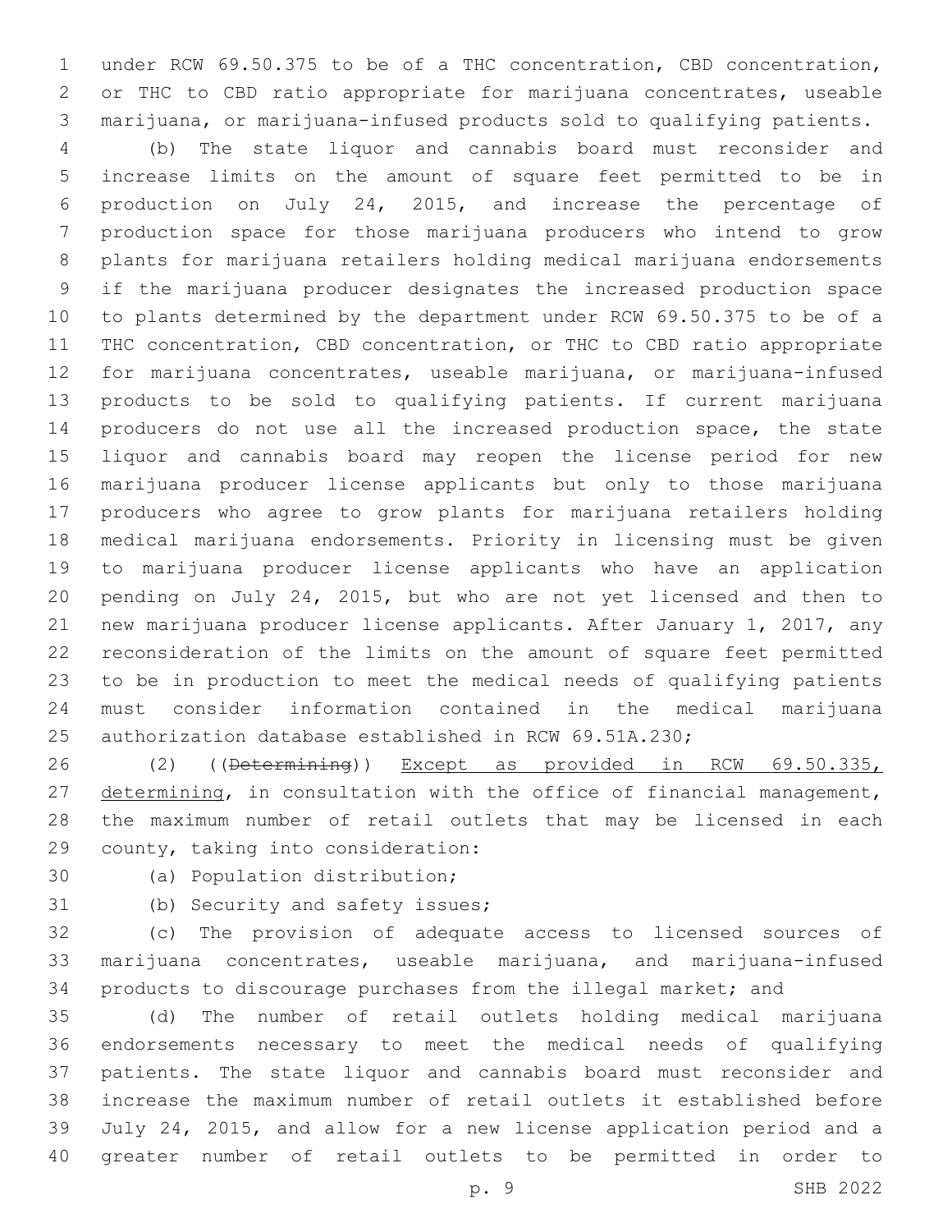under RCW 69.50.375 to be of a THC concentration, CBD concentration, or THC to CBD ratio appropriate for marijuana concentrates, useable marijuana, or marijuana-infused products sold to qualifying patients.

(b) The state liquor and cannabis board must reconsider and increase limits on the amount of square feet permitted to be in production on July 24, 2015, and increase the percentage of production space for those marijuana producers who intend to grow plants for marijuana retailers holding medical marijuana endorsements if the marijuana producer designates the increased production space to plants determined by the department under RCW 69.50.375 to be of a THC concentration, CBD concentration, or THC to CBD ratio appropriate for marijuana concentrates, useable marijuana, or marijuana-infused products to be sold to qualifying patients. If current marijuana producers do not use all the increased production space, the state liquor and cannabis board may reopen the license period for new marijuana producer license applicants but only to those marijuana producers who agree to grow plants for marijuana retailers holding medical marijuana endorsements. Priority in licensing must be given to marijuana producer license applicants who have an application pending on July 24, 2015, but who are not yet licensed and then to new marijuana producer license applicants. After January 1, 2017, any reconsideration of the limits on the amount of square feet permitted to be in production to meet the medical needs of qualifying patients must consider information contained in the medical marijuana authorization database established in RCW 69.51A.230;

(2) ((~~Determining~~)) <u>Except as provided in RCW 69.50.335, determining</u>, in consultation with the office of financial management, the maximum number of retail outlets that may be licensed in each county, taking into consideration:

(a) Population distribution;

(b) Security and safety issues;

(c) The provision of adequate access to licensed sources of marijuana concentrates, useable marijuana, and marijuana-infused products to discourage purchases from the illegal market; and

(d) The number of retail outlets holding medical marijuana endorsements necessary to meet the medical needs of qualifying patients. The state liquor and cannabis board must reconsider and increase the maximum number of retail outlets it established before July 24, 2015, and allow for a new license application period and a greater number of retail outlets to be permitted in order to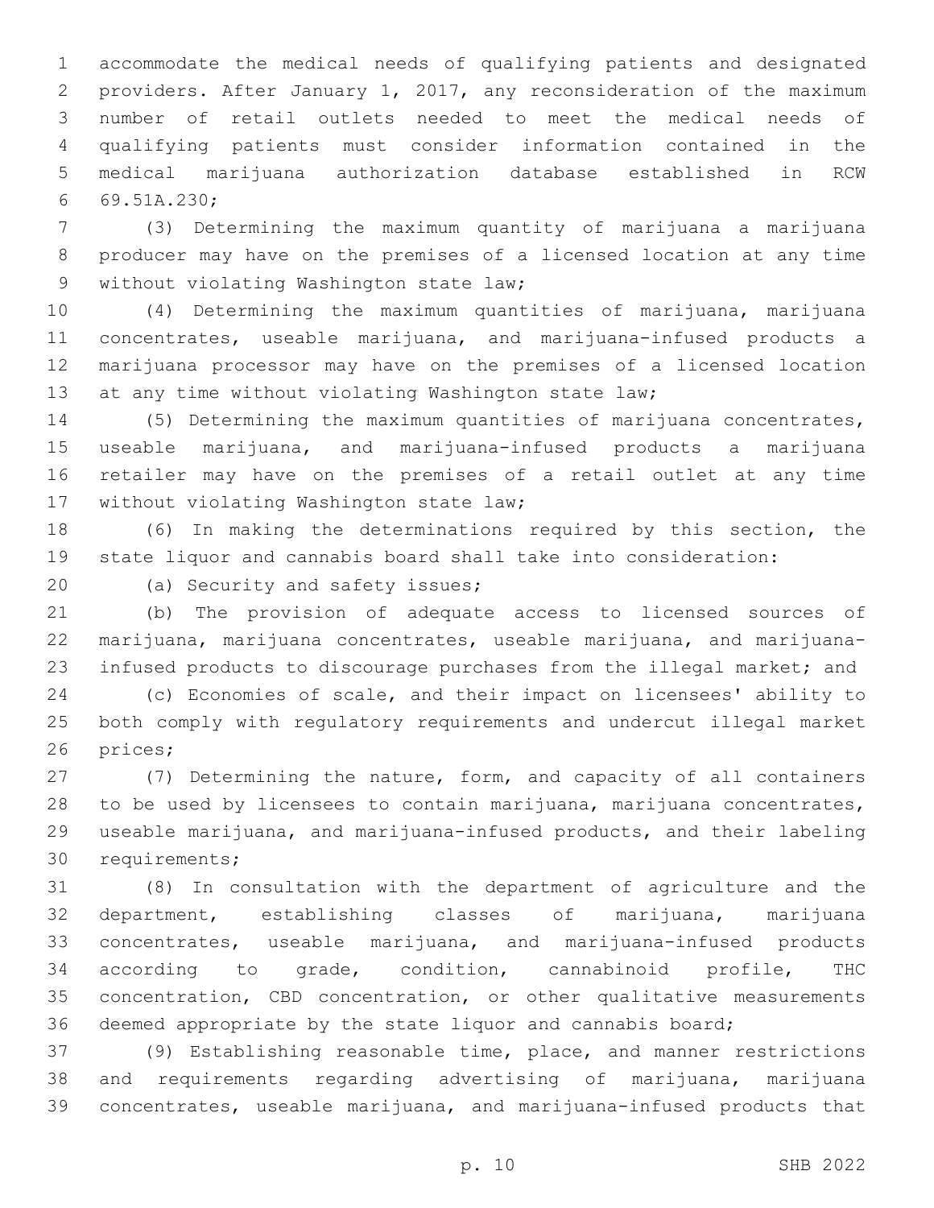accommodate the medical needs of qualifying patients and designated providers. After January 1, 2017, any reconsideration of the maximum number of retail outlets needed to meet the medical needs of qualifying patients must consider information contained in the medical marijuana authorization database established in RCW 69.51A.230;

(3) Determining the maximum quantity of marijuana a marijuana producer may have on the premises of a licensed location at any time without violating Washington state law;

(4) Determining the maximum quantities of marijuana, marijuana concentrates, useable marijuana, and marijuana-infused products a marijuana processor may have on the premises of a licensed location at any time without violating Washington state law;

(5) Determining the maximum quantities of marijuana concentrates, useable marijuana, and marijuana-infused products a marijuana retailer may have on the premises of a retail outlet at any time without violating Washington state law;

(6) In making the determinations required by this section, the state liquor and cannabis board shall take into consideration:

(a) Security and safety issues;

(b) The provision of adequate access to licensed sources of marijuana, marijuana concentrates, useable marijuana, and marijuana-infused products to discourage purchases from the illegal market; and

(c) Economies of scale, and their impact on licensees' ability to both comply with regulatory requirements and undercut illegal market prices;

(7) Determining the nature, form, and capacity of all containers to be used by licensees to contain marijuana, marijuana concentrates, useable marijuana, and marijuana-infused products, and their labeling requirements;

(8) In consultation with the department of agriculture and the department, establishing classes of marijuana, marijuana concentrates, useable marijuana, and marijuana-infused products according to grade, condition, cannabinoid profile, THC concentration, CBD concentration, or other qualitative measurements deemed appropriate by the state liquor and cannabis board;

(9) Establishing reasonable time, place, and manner restrictions and requirements regarding advertising of marijuana, marijuana concentrates, useable marijuana, and marijuana-infused products that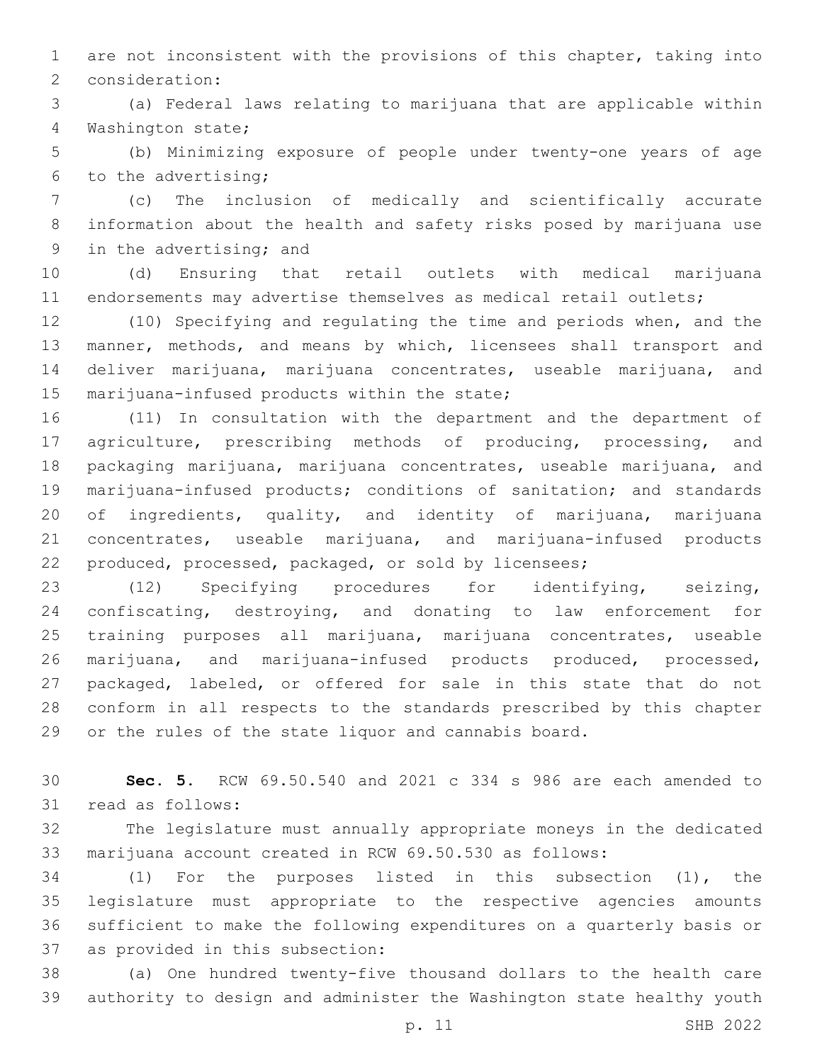are not inconsistent with the provisions of this chapter, taking into consideration:

(a) Federal laws relating to marijuana that are applicable within Washington state;

(b) Minimizing exposure of people under twenty-one years of age to the advertising;

(c) The inclusion of medically and scientifically accurate information about the health and safety risks posed by marijuana use in the advertising; and

(d) Ensuring that retail outlets with medical marijuana endorsements may advertise themselves as medical retail outlets;

(10) Specifying and regulating the time and periods when, and the manner, methods, and means by which, licensees shall transport and deliver marijuana, marijuana concentrates, useable marijuana, and marijuana-infused products within the state;

(11) In consultation with the department and the department of agriculture, prescribing methods of producing, processing, and packaging marijuana, marijuana concentrates, useable marijuana, and marijuana-infused products; conditions of sanitation; and standards of ingredients, quality, and identity of marijuana, marijuana concentrates, useable marijuana, and marijuana-infused products produced, processed, packaged, or sold by licensees;

(12) Specifying procedures for identifying, seizing, confiscating, destroying, and donating to law enforcement for training purposes all marijuana, marijuana concentrates, useable marijuana, and marijuana-infused products produced, processed, packaged, labeled, or offered for sale in this state that do not conform in all respects to the standards prescribed by this chapter or the rules of the state liquor and cannabis board.

**Sec. 5.** RCW 69.50.540 and 2021 c 334 s 986 are each amended to read as follows:

The legislature must annually appropriate moneys in the dedicated marijuana account created in RCW 69.50.530 as follows:

(1) For the purposes listed in this subsection (1), the legislature must appropriate to the respective agencies amounts sufficient to make the following expenditures on a quarterly basis or as provided in this subsection:

(a) One hundred twenty-five thousand dollars to the health care authority to design and administer the Washington state healthy youth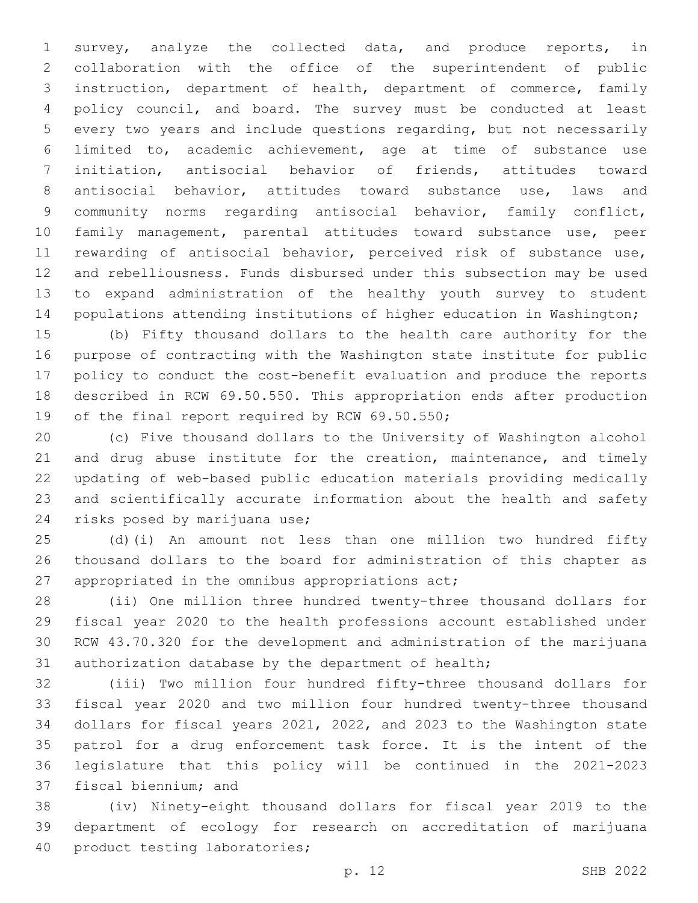survey, analyze the collected data, and produce reports, in collaboration with the office of the superintendent of public instruction, department of health, department of commerce, family policy council, and board. The survey must be conducted at least every two years and include questions regarding, but not necessarily limited to, academic achievement, age at time of substance use initiation, antisocial behavior of friends, attitudes toward antisocial behavior, attitudes toward substance use, laws and community norms regarding antisocial behavior, family conflict, family management, parental attitudes toward substance use, peer rewarding of antisocial behavior, perceived risk of substance use, and rebelliousness. Funds disbursed under this subsection may be used to expand administration of the healthy youth survey to student populations attending institutions of higher education in Washington;

(b) Fifty thousand dollars to the health care authority for the purpose of contracting with the Washington state institute for public policy to conduct the cost-benefit evaluation and produce the reports described in RCW 69.50.550. This appropriation ends after production of the final report required by RCW 69.50.550;

(c) Five thousand dollars to the University of Washington alcohol and drug abuse institute for the creation, maintenance, and timely updating of web-based public education materials providing medically and scientifically accurate information about the health and safety risks posed by marijuana use;

(d)(i) An amount not less than one million two hundred fifty thousand dollars to the board for administration of this chapter as appropriated in the omnibus appropriations act;

(ii) One million three hundred twenty-three thousand dollars for fiscal year 2020 to the health professions account established under RCW 43.70.320 for the development and administration of the marijuana authorization database by the department of health;

(iii) Two million four hundred fifty-three thousand dollars for fiscal year 2020 and two million four hundred twenty-three thousand dollars for fiscal years 2021, 2022, and 2023 to the Washington state patrol for a drug enforcement task force. It is the intent of the legislature that this policy will be continued in the 2021-2023 fiscal biennium; and

(iv) Ninety-eight thousand dollars for fiscal year 2019 to the department of ecology for research on accreditation of marijuana product testing laboratories;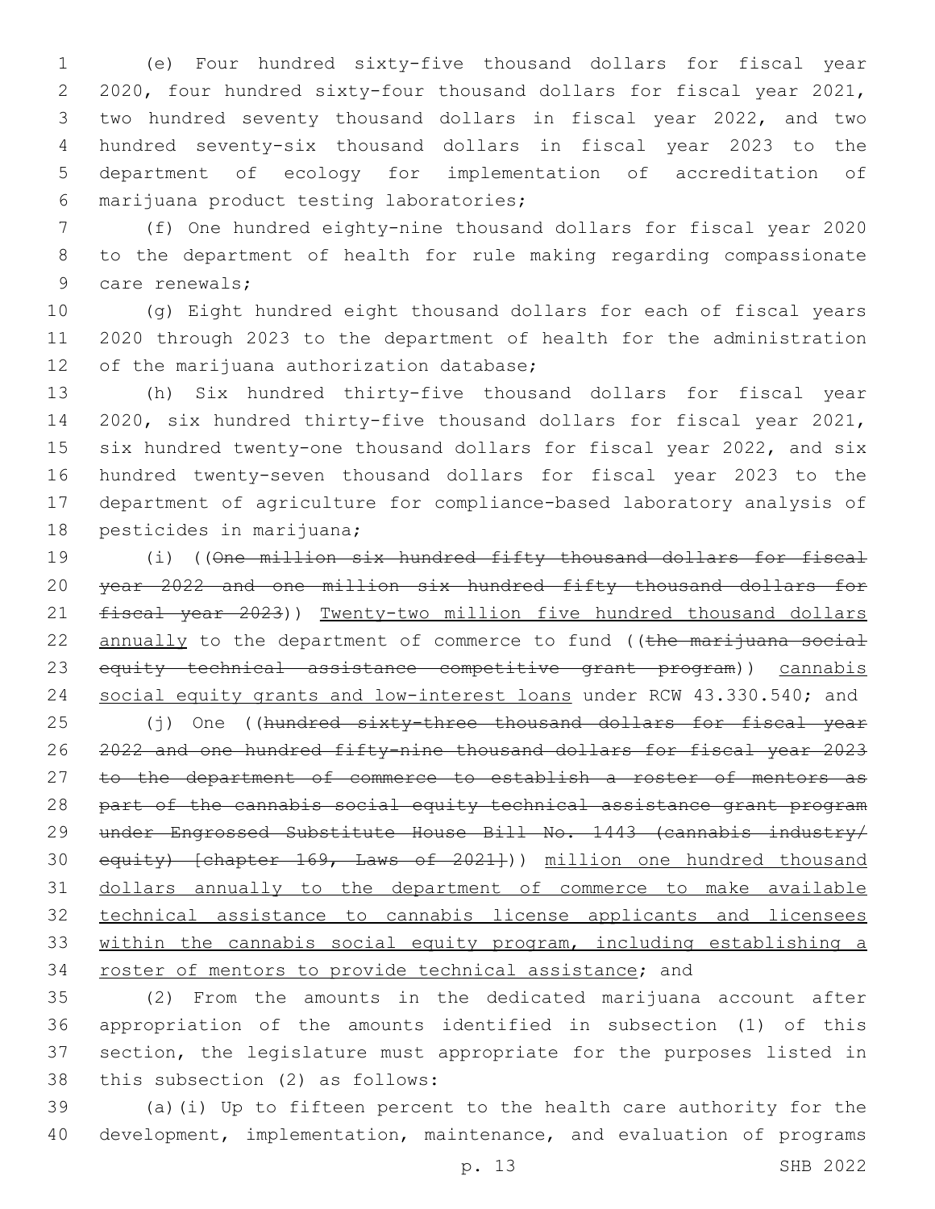(e) Four hundred sixty-five thousand dollars for fiscal year 2020, four hundred sixty-four thousand dollars for fiscal year 2021, two hundred seventy thousand dollars in fiscal year 2022, and two hundred seventy-six thousand dollars in fiscal year 2023 to the department of ecology for implementation of accreditation of marijuana product testing laboratories;

(f) One hundred eighty-nine thousand dollars for fiscal year 2020 to the department of health for rule making regarding compassionate care renewals;

(g) Eight hundred eight thousand dollars for each of fiscal years 2020 through 2023 to the department of health for the administration of the marijuana authorization database;

(h) Six hundred thirty-five thousand dollars for fiscal year 2020, six hundred thirty-five thousand dollars for fiscal year 2021, six hundred twenty-one thousand dollars for fiscal year 2022, and six hundred twenty-seven thousand dollars for fiscal year 2023 to the department of agriculture for compliance-based laboratory analysis of pesticides in marijuana;

(i) ((~~One million six hundred fifty thousand dollars for fiscal year 2022 and one million six hundred fifty thousand dollars for fiscal year 2023~~)) <u>Twenty-two million five hundred thousand dollars annually</u> to the department of commerce to fund ((~~the marijuana social equity technical assistance competitive grant program~~)) <u>cannabis social equity grants and low-interest loans</u> under RCW 43.330.540; and

(j) One ((~~hundred sixty-three thousand dollars for fiscal year 2022 and one hundred fifty-nine thousand dollars for fiscal year 2023 to the department of commerce to establish a roster of mentors as part of the cannabis social equity technical assistance grant program under Engrossed Substitute House Bill No. 1443 (cannabis industry/equity) [chapter 169, Laws of 2021]~~)) <u>million one hundred thousand dollars annually to the department of commerce to make available technical assistance to cannabis license applicants and licensees within the cannabis social equity program, including establishing a roster of mentors to provide technical assistance</u>; and

(2) From the amounts in the dedicated marijuana account after appropriation of the amounts identified in subsection (1) of this section, the legislature must appropriate for the purposes listed in this subsection (2) as follows:

(a)(i) Up to fifteen percent to the health care authority for the development, implementation, maintenance, and evaluation of programs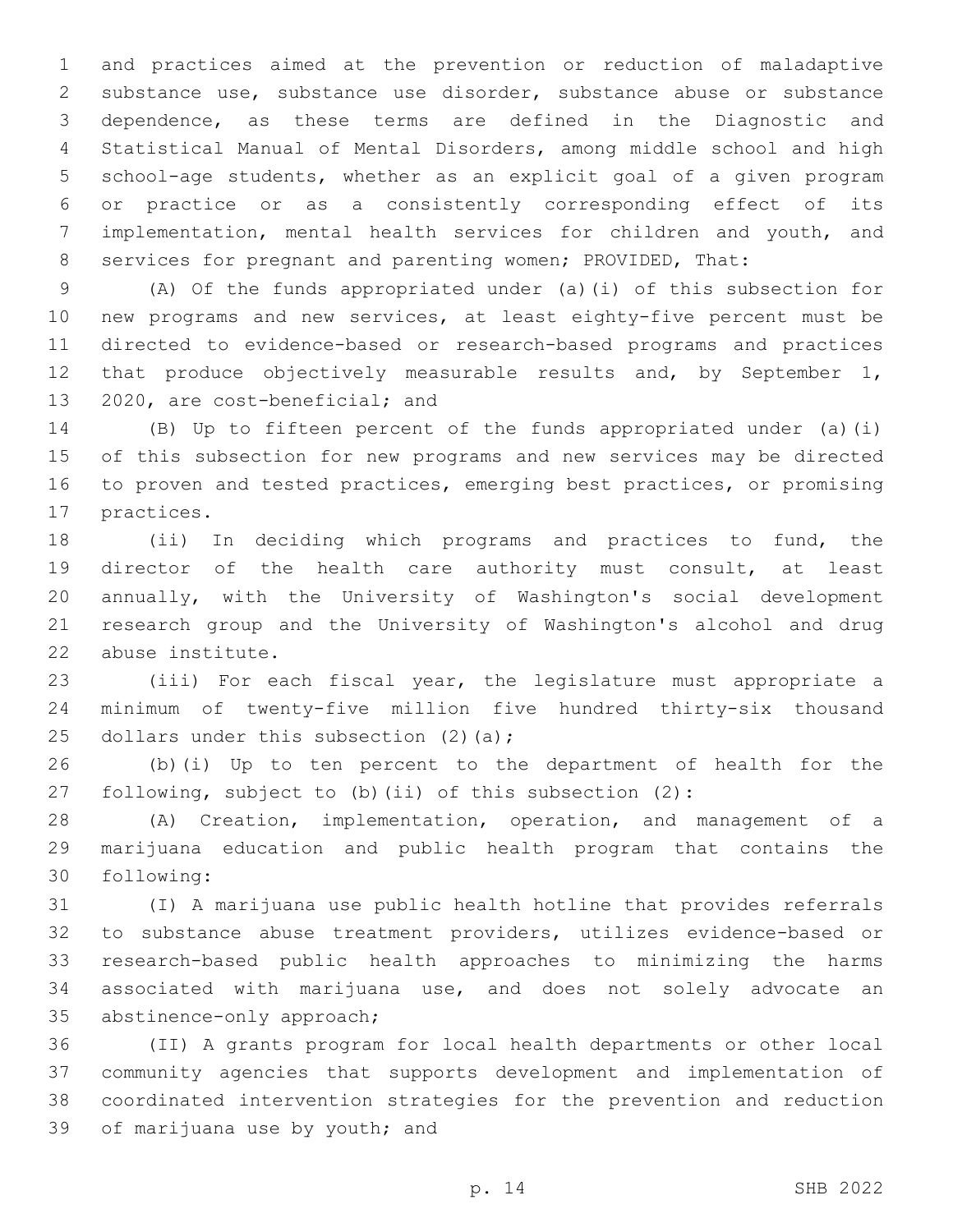and practices aimed at the prevention or reduction of maladaptive substance use, substance use disorder, substance abuse or substance dependence, as these terms are defined in the Diagnostic and Statistical Manual of Mental Disorders, among middle school and high school-age students, whether as an explicit goal of a given program or practice or as a consistently corresponding effect of its implementation, mental health services for children and youth, and services for pregnant and parenting women; PROVIDED, That:

(A) Of the funds appropriated under (a)(i) of this subsection for new programs and new services, at least eighty-five percent must be directed to evidence-based or research-based programs and practices that produce objectively measurable results and, by September 1, 2020, are cost-beneficial; and

(B) Up to fifteen percent of the funds appropriated under (a)(i) of this subsection for new programs and new services may be directed to proven and tested practices, emerging best practices, or promising practices.

(ii) In deciding which programs and practices to fund, the director of the health care authority must consult, at least annually, with the University of Washington's social development research group and the University of Washington's alcohol and drug abuse institute.

(iii) For each fiscal year, the legislature must appropriate a minimum of twenty-five million five hundred thirty-six thousand dollars under this subsection (2)(a);

(b)(i) Up to ten percent to the department of health for the following, subject to (b)(ii) of this subsection (2):

(A) Creation, implementation, operation, and management of a marijuana education and public health program that contains the following:

(I) A marijuana use public health hotline that provides referrals to substance abuse treatment providers, utilizes evidence-based or research-based public health approaches to minimizing the harms associated with marijuana use, and does not solely advocate an abstinence-only approach;

(II) A grants program for local health departments or other local community agencies that supports development and implementation of coordinated intervention strategies for the prevention and reduction of marijuana use by youth; and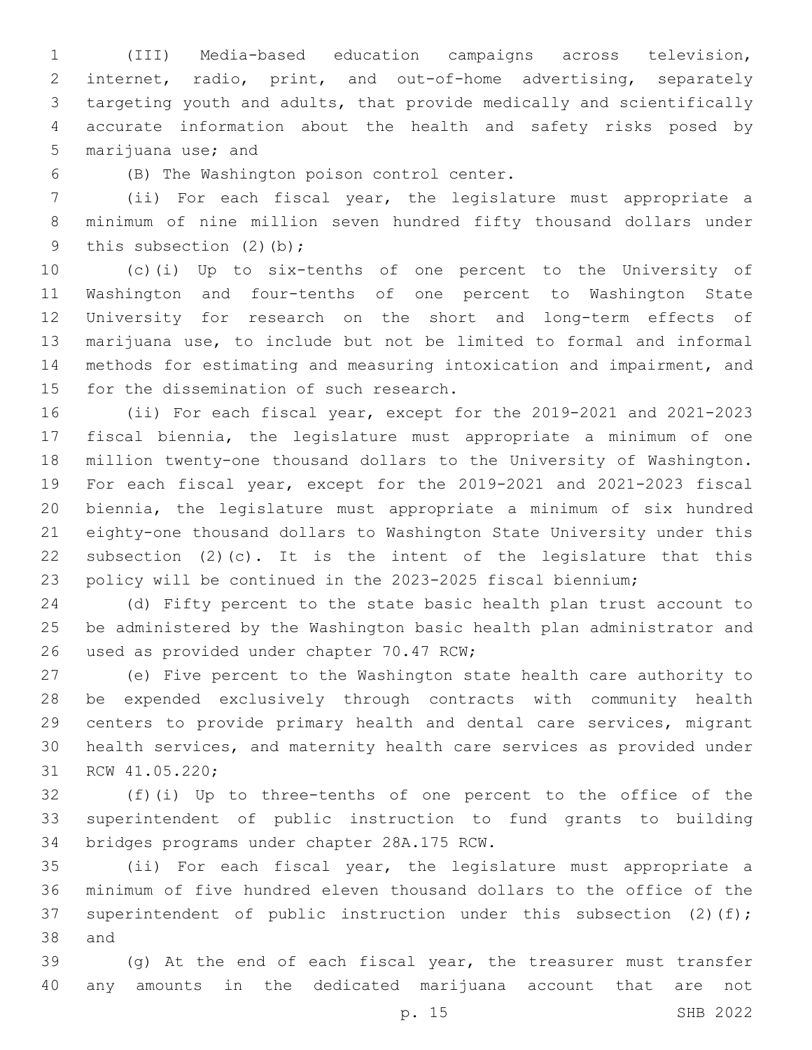(III) Media-based education campaigns across television, internet, radio, print, and out-of-home advertising, separately targeting youth and adults, that provide medically and scientifically accurate information about the health and safety risks posed by marijuana use; and

(B) The Washington poison control center.

(ii) For each fiscal year, the legislature must appropriate a minimum of nine million seven hundred fifty thousand dollars under this subsection (2)(b);

(c)(i) Up to six-tenths of one percent to the University of Washington and four-tenths of one percent to Washington State University for research on the short and long-term effects of marijuana use, to include but not be limited to formal and informal methods for estimating and measuring intoxication and impairment, and for the dissemination of such research.

(ii) For each fiscal year, except for the 2019-2021 and 2021-2023 fiscal biennia, the legislature must appropriate a minimum of one million twenty-one thousand dollars to the University of Washington. For each fiscal year, except for the 2019-2021 and 2021-2023 fiscal biennia, the legislature must appropriate a minimum of six hundred eighty-one thousand dollars to Washington State University under this subsection (2)(c). It is the intent of the legislature that this policy will be continued in the 2023-2025 fiscal biennium;

(d) Fifty percent to the state basic health plan trust account to be administered by the Washington basic health plan administrator and used as provided under chapter 70.47 RCW;

(e) Five percent to the Washington state health care authority to be expended exclusively through contracts with community health centers to provide primary health and dental care services, migrant health services, and maternity health care services as provided under RCW 41.05.220;

(f)(i) Up to three-tenths of one percent to the office of the superintendent of public instruction to fund grants to building bridges programs under chapter 28A.175 RCW.

(ii) For each fiscal year, the legislature must appropriate a minimum of five hundred eleven thousand dollars to the office of the superintendent of public instruction under this subsection (2)(f); and

(g) At the end of each fiscal year, the treasurer must transfer any amounts in the dedicated marijuana account that are not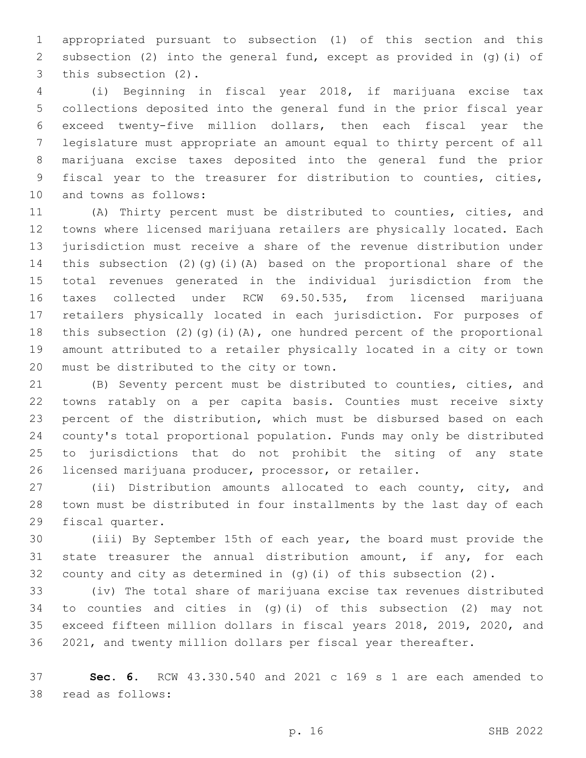appropriated pursuant to subsection (1) of this section and this subsection (2) into the general fund, except as provided in (g)(i) of this subsection (2).

(i) Beginning in fiscal year 2018, if marijuana excise tax collections deposited into the general fund in the prior fiscal year exceed twenty-five million dollars, then each fiscal year the legislature must appropriate an amount equal to thirty percent of all marijuana excise taxes deposited into the general fund the prior fiscal year to the treasurer for distribution to counties, cities, and towns as follows:

(A) Thirty percent must be distributed to counties, cities, and towns where licensed marijuana retailers are physically located. Each jurisdiction must receive a share of the revenue distribution under this subsection (2)(g)(i)(A) based on the proportional share of the total revenues generated in the individual jurisdiction from the taxes collected under RCW 69.50.535, from licensed marijuana retailers physically located in each jurisdiction. For purposes of this subsection (2)(g)(i)(A), one hundred percent of the proportional amount attributed to a retailer physically located in a city or town must be distributed to the city or town.

(B) Seventy percent must be distributed to counties, cities, and towns ratably on a per capita basis. Counties must receive sixty percent of the distribution, which must be disbursed based on each county's total proportional population. Funds may only be distributed to jurisdictions that do not prohibit the siting of any state licensed marijuana producer, processor, or retailer.

(ii) Distribution amounts allocated to each county, city, and town must be distributed in four installments by the last day of each fiscal quarter.

(iii) By September 15th of each year, the board must provide the state treasurer the annual distribution amount, if any, for each county and city as determined in (g)(i) of this subsection (2).

(iv) The total share of marijuana excise tax revenues distributed to counties and cities in (g)(i) of this subsection (2) may not exceed fifteen million dollars in fiscal years 2018, 2019, 2020, and 2021, and twenty million dollars per fiscal year thereafter.

**Sec. 6.** RCW 43.330.540 and 2021 c 169 s 1 are each amended to read as follows: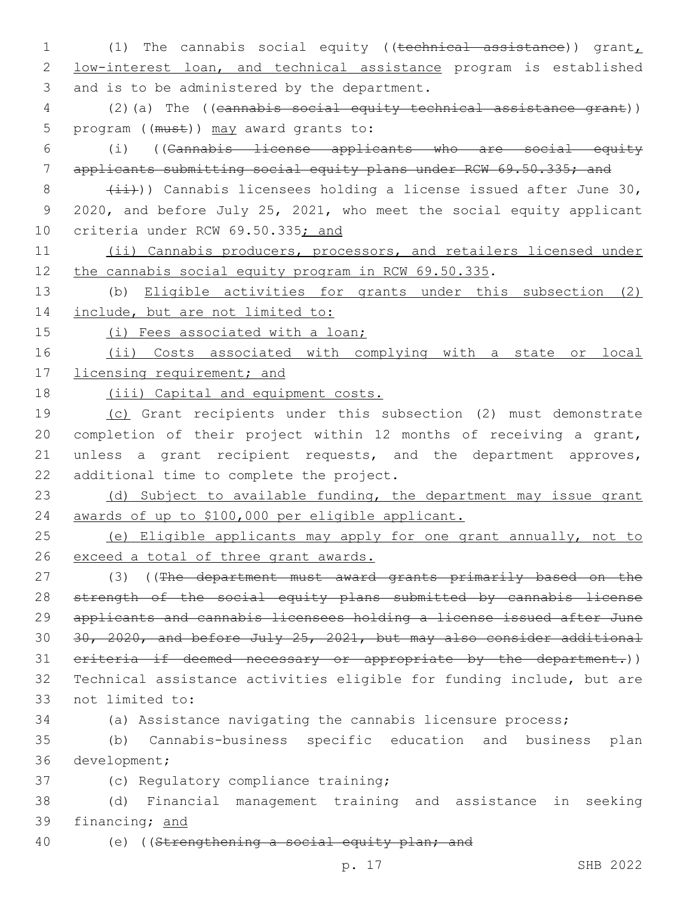(1) The cannabis social equity ((~~technical assistance~~)) grant, low-interest loan, and technical assistance program is established and is to be administered by the department.

(2)(a) The ((~~cannabis social equity technical assistance grant~~)) program ((~~must~~)) may award grants to:

(i) ((~~Cannabis license applicants who are social equity applicants submitting social equity plans under RCW 69.50.335; and~~

~~(ii)~~)) Cannabis licensees holding a license issued after June 30, 2020, and before July 25, 2021, who meet the social equity applicant criteria under RCW 69.50.335; and

(ii) Cannabis producers, processors, and retailers licensed under the cannabis social equity program in RCW 69.50.335.

(b) Eligible activities for grants under this subsection (2) include, but are not limited to:

(i) Fees associated with a loan;

(ii) Costs associated with complying with a state or local licensing requirement; and

(iii) Capital and equipment costs.

(c) Grant recipients under this subsection (2) must demonstrate completion of their project within 12 months of receiving a grant, unless a grant recipient requests, and the department approves, additional time to complete the project.

(d) Subject to available funding, the department may issue grant awards of up to $100,000 per eligible applicant.

(e) Eligible applicants may apply for one grant annually, not to exceed a total of three grant awards.

(3) ((~~The department must award grants primarily based on the strength of the social equity plans submitted by cannabis license applicants and cannabis licensees holding a license issued after June 30, 2020, and before July 25, 2021, but may also consider additional criteria if deemed necessary or appropriate by the department.~~)) Technical assistance activities eligible for funding include, but are not limited to:

(a) Assistance navigating the cannabis licensure process;

(b) Cannabis-business specific education and business plan development;

(c) Regulatory compliance training;

(d) Financial management training and assistance in seeking financing; and

(e) ((~~Strengthening a social equity plan; and~~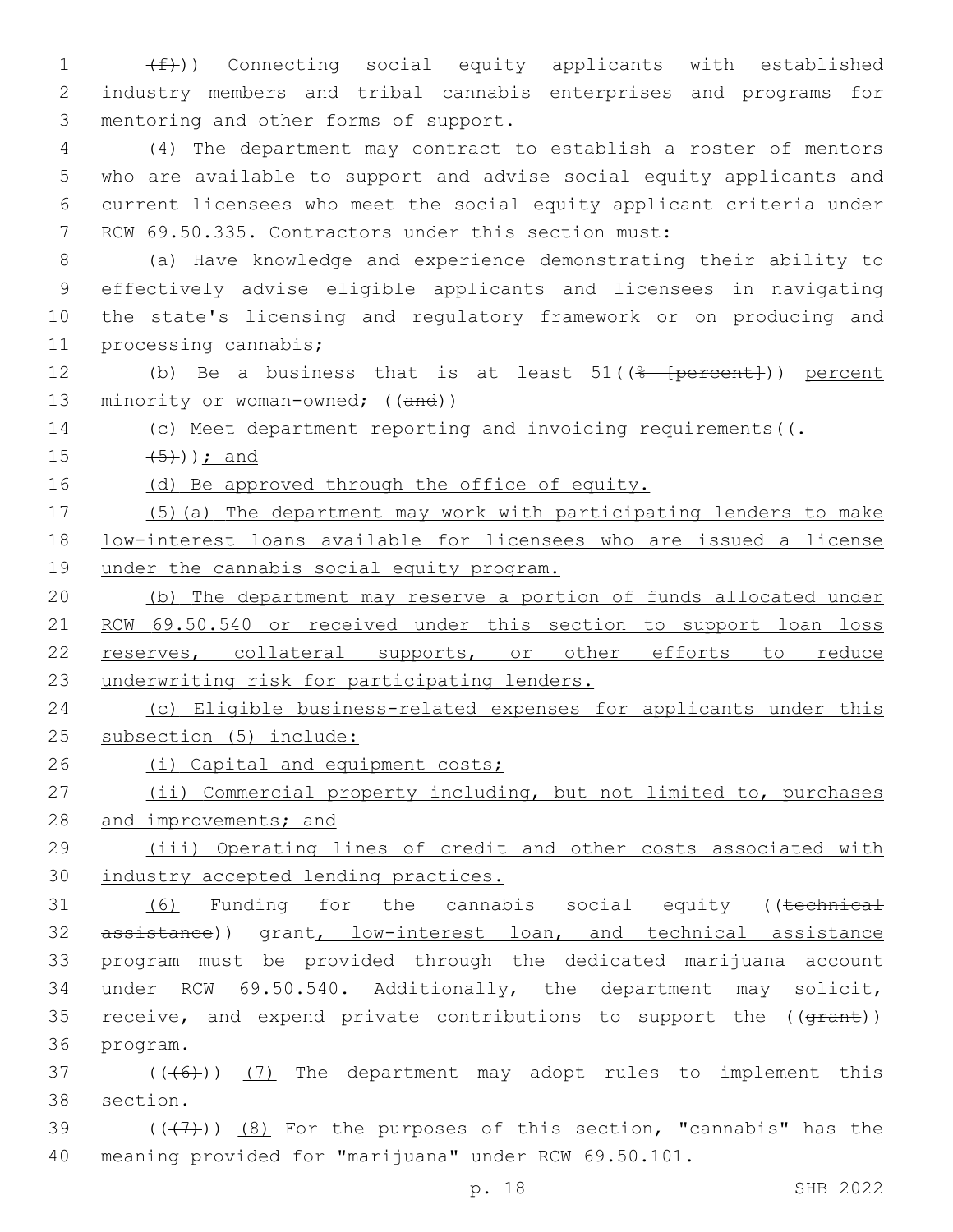((f))) Connecting social equity applicants with established industry members and tribal cannabis enterprises and programs for mentoring and other forms of support.

(4) The department may contract to establish a roster of mentors who are available to support and advise social equity applicants and current licensees who meet the social equity applicant criteria under RCW 69.50.335. Contractors under this section must:

(a) Have knowledge and experience demonstrating their ability to effectively advise eligible applicants and licensees in navigating the state's licensing and regulatory framework or on producing and processing cannabis;

(b) Be a business that is at least 51((% [percent])) percent minority or woman-owned; ((and))

(c) Meet department reporting and invoicing requirements((.

(5))); and

(d) Be approved through the office of equity.

(5)(a) The department may work with participating lenders to make low-interest loans available for licensees who are issued a license under the cannabis social equity program.

(b) The department may reserve a portion of funds allocated under RCW 69.50.540 or received under this section to support loan loss reserves, collateral supports, or other efforts to reduce underwriting risk for participating lenders.

(c) Eligible business-related expenses for applicants under this subsection (5) include:

(i) Capital and equipment costs;

(ii) Commercial property including, but not limited to, purchases and improvements; and

(iii) Operating lines of credit and other costs associated with industry accepted lending practices.

(6) Funding for the cannabis social equity ((technical assistance)) grant, low-interest loan, and technical assistance program must be provided through the dedicated marijuana account under RCW 69.50.540. Additionally, the department may solicit, receive, and expend private contributions to support the ((grant)) program.

(((6))) (7) The department may adopt rules to implement this section.

(((7))) (8) For the purposes of this section, "cannabis" has the meaning provided for "marijuana" under RCW 69.50.101.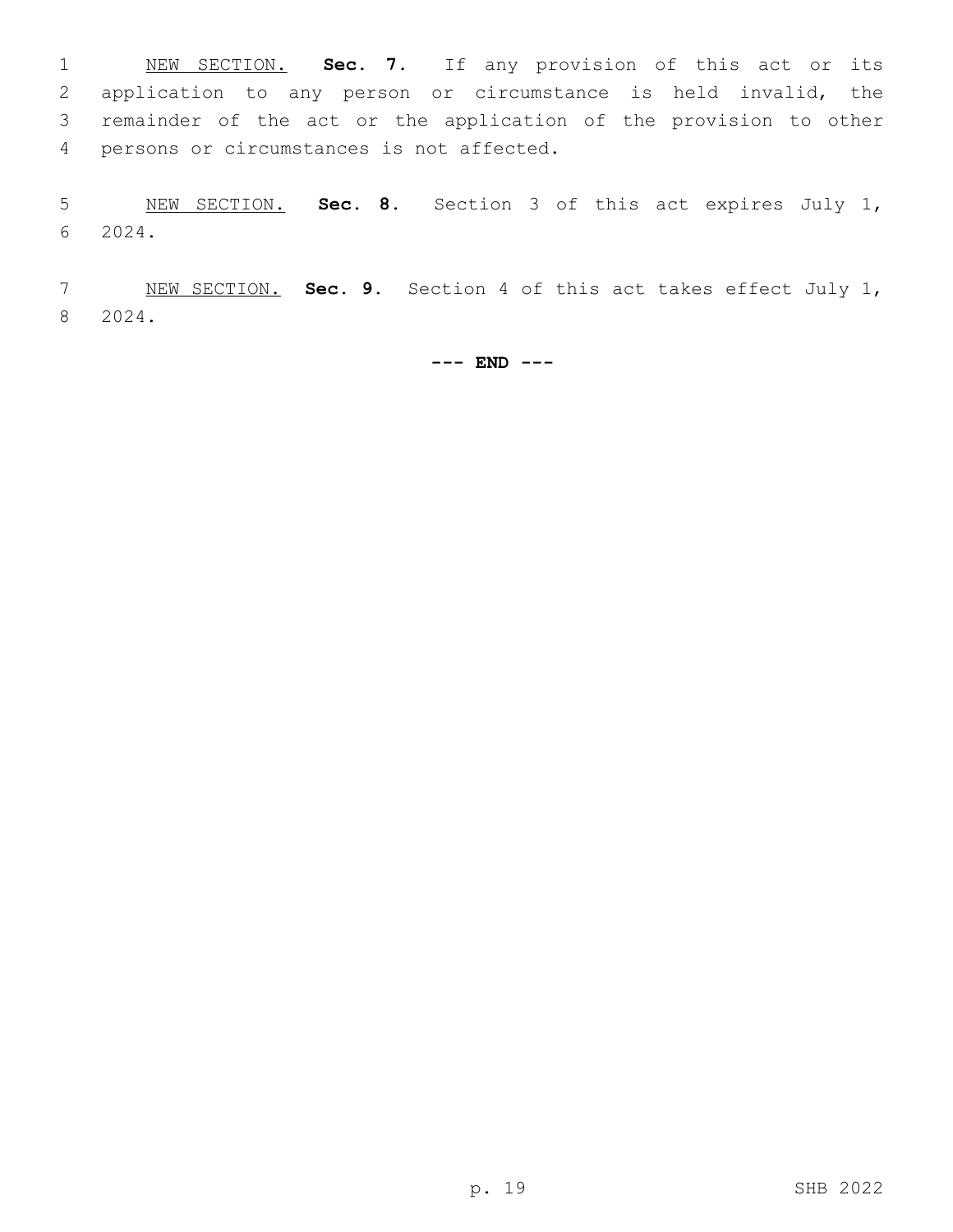NEW SECTION. **Sec. 7.** If any provision of this act or its application to any person or circumstance is held invalid, the remainder of the act or the application of the provision to other persons or circumstances is not affected.

NEW SECTION. **Sec. 8.** Section 3 of this act expires July 1, 2024.

NEW SECTION. **Sec. 9.** Section 4 of this act takes effect July 1, 2024.

**--- END ---**